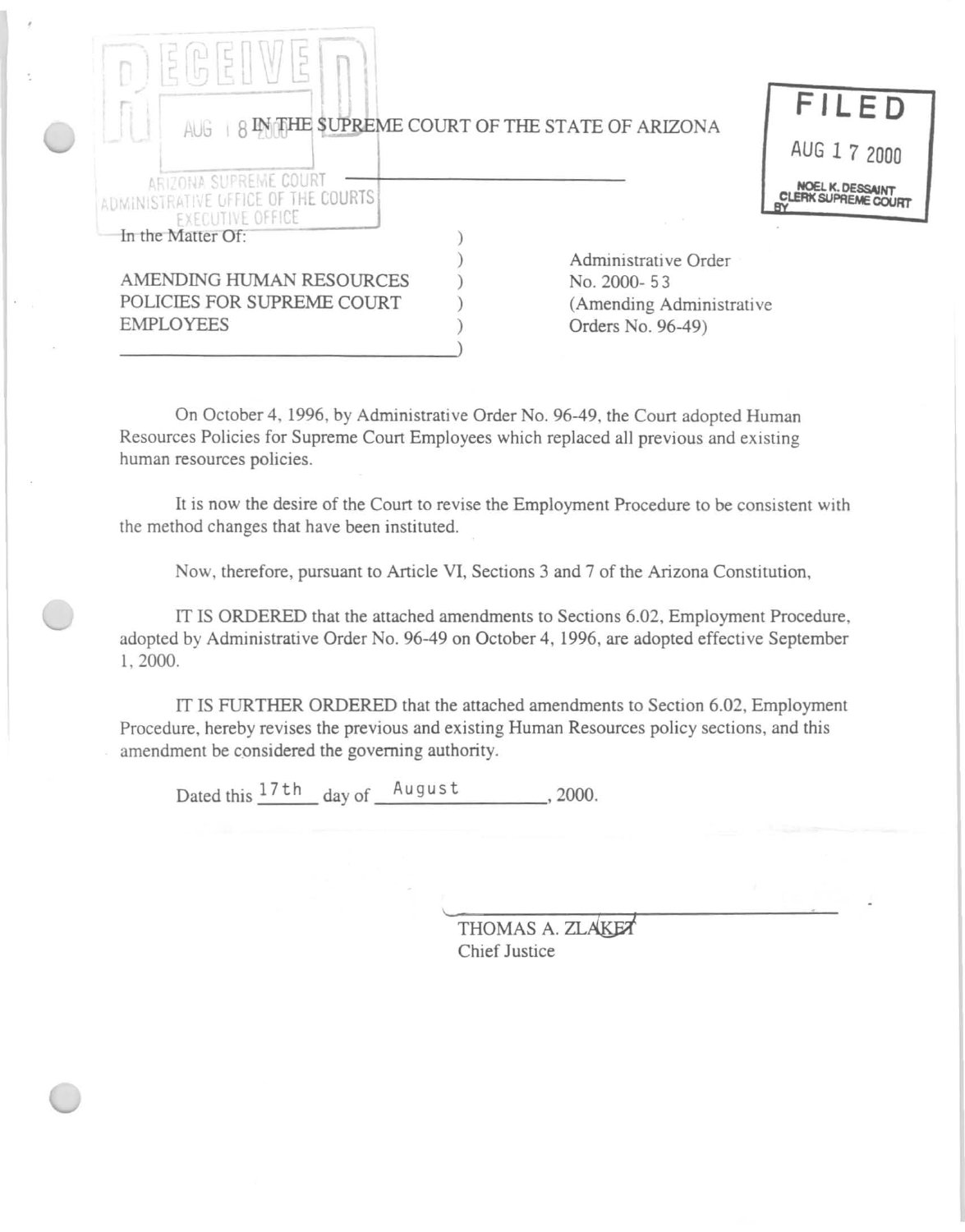RECEIVED
AUG 18 2000
ARIZONA SUPREME COURT
ADMINISTRATIVE OFFICE OF THE COURTS
EXECUTIVE OFFICE

FILED
AUG 17 2000
NOEL K. DESSAINT
CLERK SUPREME COURT
BY

# IN THE SUPREME COURT OF THE STATE OF ARIZONA

In the Matter Of:

AMENDING HUMAN RESOURCES POLICIES FOR SUPREME COURT EMPLOYEES

Administrative Order No. 2000- 53
(Amending Administrative Orders No. 96-49)

On October 4, 1996, by Administrative Order No. 96-49, the Court adopted Human Resources Policies for Supreme Court Employees which replaced all previous and existing human resources policies.

It is now the desire of the Court to revise the Employment Procedure to be consistent with the method changes that have been instituted.

Now, therefore, pursuant to Article VI, Sections 3 and 7 of the Arizona Constitution,

IT IS ORDERED that the attached amendments to Sections 6.02, Employment Procedure, adopted by Administrative Order No. 96-49 on October 4, 1996, are adopted effective September 1, 2000.

IT IS FURTHER ORDERED that the attached amendments to Section 6.02, Employment Procedure, hereby revises the previous and existing Human Resources policy sections, and this amendment be considered the governing authority.

Dated this 17th day of August, 2000.

THOMAS A. ZLAKET
Chief Justice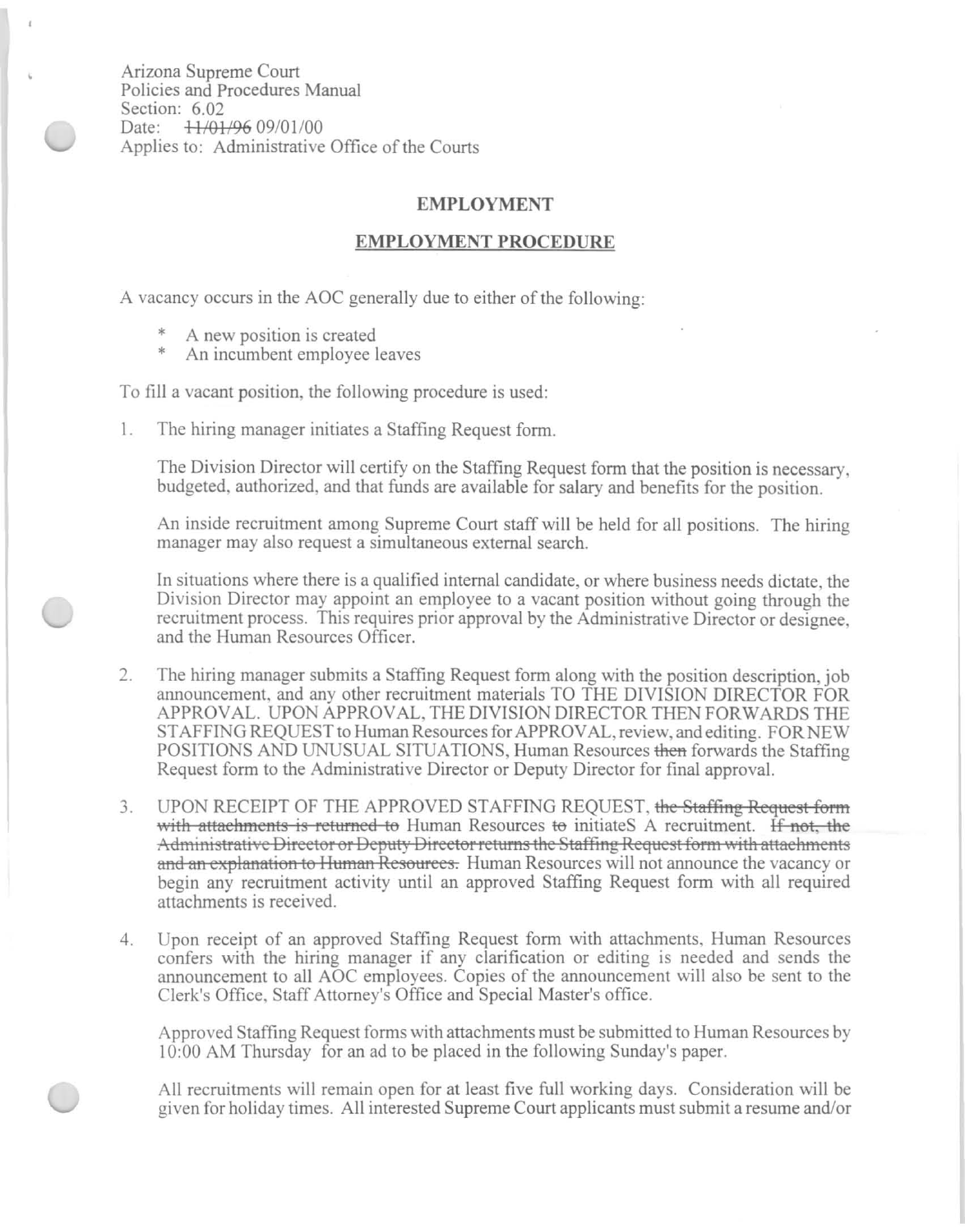Arizona Supreme Court
Policies and Procedures Manual
Section: 6.02
Date: ~~11/01/96~~ 09/01/00
Applies to: Administrative Office of the Courts

## EMPLOYMENT

### EMPLOYMENT PROCEDURE

A vacancy occurs in the AOC generally due to either of the following:

- A new position is created
- An incumbent employee leaves

To fill a vacant position, the following procedure is used:

1. The hiring manager initiates a Staffing Request form.

   The Division Director will certify on the Staffing Request form that the position is necessary, budgeted, authorized, and that funds are available for salary and benefits for the position.

   An inside recruitment among Supreme Court staff will be held for all positions. The hiring manager may also request a simultaneous external search.

   In situations where there is a qualified internal candidate, or where business needs dictate, the Division Director may appoint an employee to a vacant position without going through the recruitment process. This requires prior approval by the Administrative Director or designee, and the Human Resources Officer.

2. The hiring manager submits a Staffing Request form along with the position description, job announcement, and any other recruitment materials TO THE DIVISION DIRECTOR FOR APPROVAL. UPON APPROVAL, THE DIVISION DIRECTOR THEN FORWARDS THE STAFFING REQUEST to Human Resources for APPROVAL, review, and editing. FOR NEW POSITIONS AND UNUSUAL SITUATIONS, Human Resources ~~then~~ forwards the Staffing Request form to the Administrative Director or Deputy Director for final approval.

3. UPON RECEIPT OF THE APPROVED STAFFING REQUEST, ~~the Staffing Request form with attachments is returned to~~ Human Resources ~~to~~ initiateS A recruitment. ~~If not, the Administrative Director or Deputy Director returns the Staffing Request form with attachments and an explanation to Human Resources.~~ Human Resources will not announce the vacancy or begin any recruitment activity until an approved Staffing Request form with all required attachments is received.

4. Upon receipt of an approved Staffing Request form with attachments, Human Resources confers with the hiring manager if any clarification or editing is needed and sends the announcement to all AOC employees. Copies of the announcement will also be sent to the Clerk's Office, Staff Attorney's Office and Special Master's office.

   Approved Staffing Request forms with attachments must be submitted to Human Resources by 10:00 AM Thursday for an ad to be placed in the following Sunday's paper.

   All recruitments will remain open for at least five full working days. Consideration will be given for holiday times. All interested Supreme Court applicants must submit a resume and/or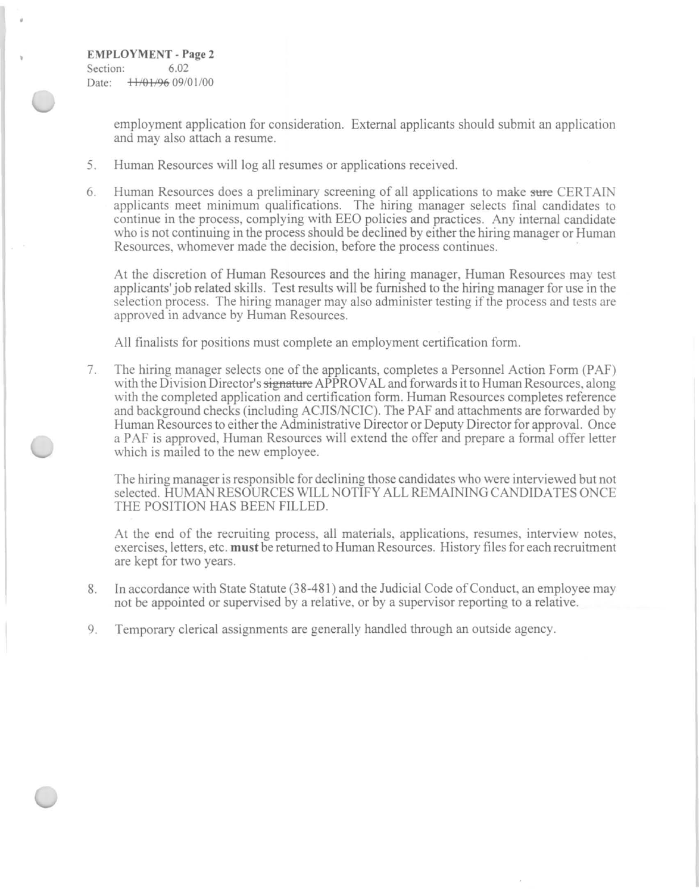**EMPLOYMENT - Page 2**
Section: 6.02
Date: ~~11/01/96~~ 09/01/00

employment application for consideration. External applicants should submit an application and may also attach a resume.

5. Human Resources will log all resumes or applications received.

6. Human Resources does a preliminary screening of all applications to make ~~sure~~ CERTAIN applicants meet minimum qualifications. The hiring manager selects final candidates to continue in the process, complying with EEO policies and practices. Any internal candidate who is not continuing in the process should be declined by either the hiring manager or Human Resources, whomever made the decision, before the process continues.

   At the discretion of Human Resources and the hiring manager, Human Resources may test applicants' job related skills. Test results will be furnished to the hiring manager for use in the selection process. The hiring manager may also administer testing if the process and tests are approved in advance by Human Resources.

   All finalists for positions must complete an employment certification form.

7. The hiring manager selects one of the applicants, completes a Personnel Action Form (PAF) with the Division Director's ~~signature~~ APPROVAL and forwards it to Human Resources, along with the completed application and certification form. Human Resources completes reference and background checks (including ACJIS/NCIC). The PAF and attachments are forwarded by Human Resources to either the Administrative Director or Deputy Director for approval. Once a PAF is approved, Human Resources will extend the offer and prepare a formal offer letter which is mailed to the new employee.

   The hiring manager is responsible for declining those candidates who were interviewed but not selected. HUMAN RESOURCES WILL NOTIFY ALL REMAINING CANDIDATES ONCE THE POSITION HAS BEEN FILLED.

   At the end of the recruiting process, all materials, applications, resumes, interview notes, exercises, letters, etc. **must** be returned to Human Resources. History files for each recruitment are kept for two years.

8. In accordance with State Statute (38-481) and the Judicial Code of Conduct, an employee may not be appointed or supervised by a relative, or by a supervisor reporting to a relative.

9. Temporary clerical assignments are generally handled through an outside agency.